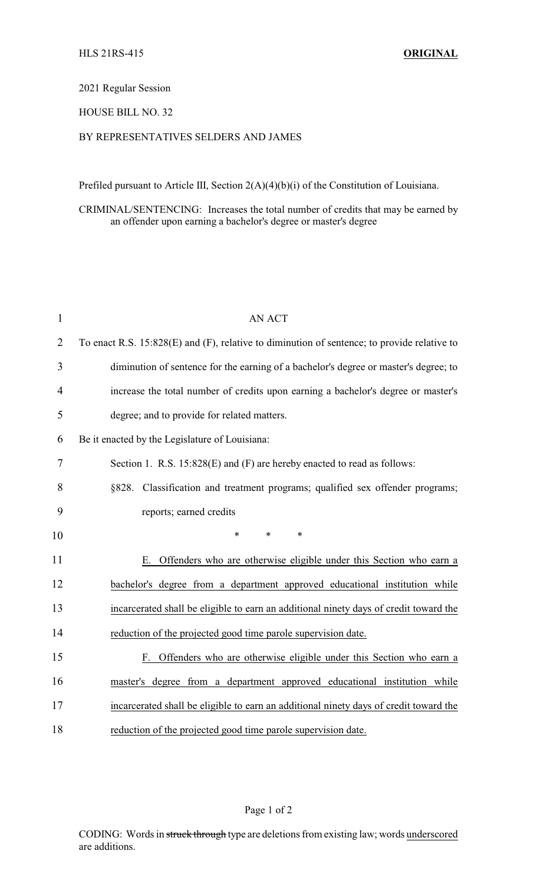HLS 21RS-415 **ORIGINAL**

2021 Regular Session

HOUSE BILL NO. 32

BY REPRESENTATIVES SELDERS AND JAMES

Prefiled pursuant to Article III, Section 2(A)(4)(b)(i) of the Constitution of Louisiana.

CRIMINAL/SENTENCING: Increases the total number of credits that may be earned by an offender upon earning a bachelor's degree or master's degree

AN ACT

To enact R.S. 15:828(E) and (F), relative to diminution of sentence; to provide relative to diminution of sentence for the earning of a bachelor's degree or master's degree; to increase the total number of credits upon earning a bachelor's degree or master's degree; and to provide for related matters.

Be it enacted by the Legislature of Louisiana:

Section 1. R.S. 15:828(E) and (F) are hereby enacted to read as follows:

§828. Classification and treatment programs; qualified sex offender programs; reports; earned credits

\* \* \*

<u>E. Offenders who are otherwise eligible under this Section who earn a bachelor's degree from a department approved educational institution while incarcerated shall be eligible to earn an additional ninety days of credit toward the reduction of the projected good time parole supervision date.</u>

<u>F. Offenders who are otherwise eligible under this Section who earn a master's degree from a department approved educational institution while incarcerated shall be eligible to earn an additional ninety days of credit toward the reduction of the projected good time parole supervision date.</u>

CODING: Words in ~~struck through~~ type are deletions from existing law; words <u>underscored</u> are additions.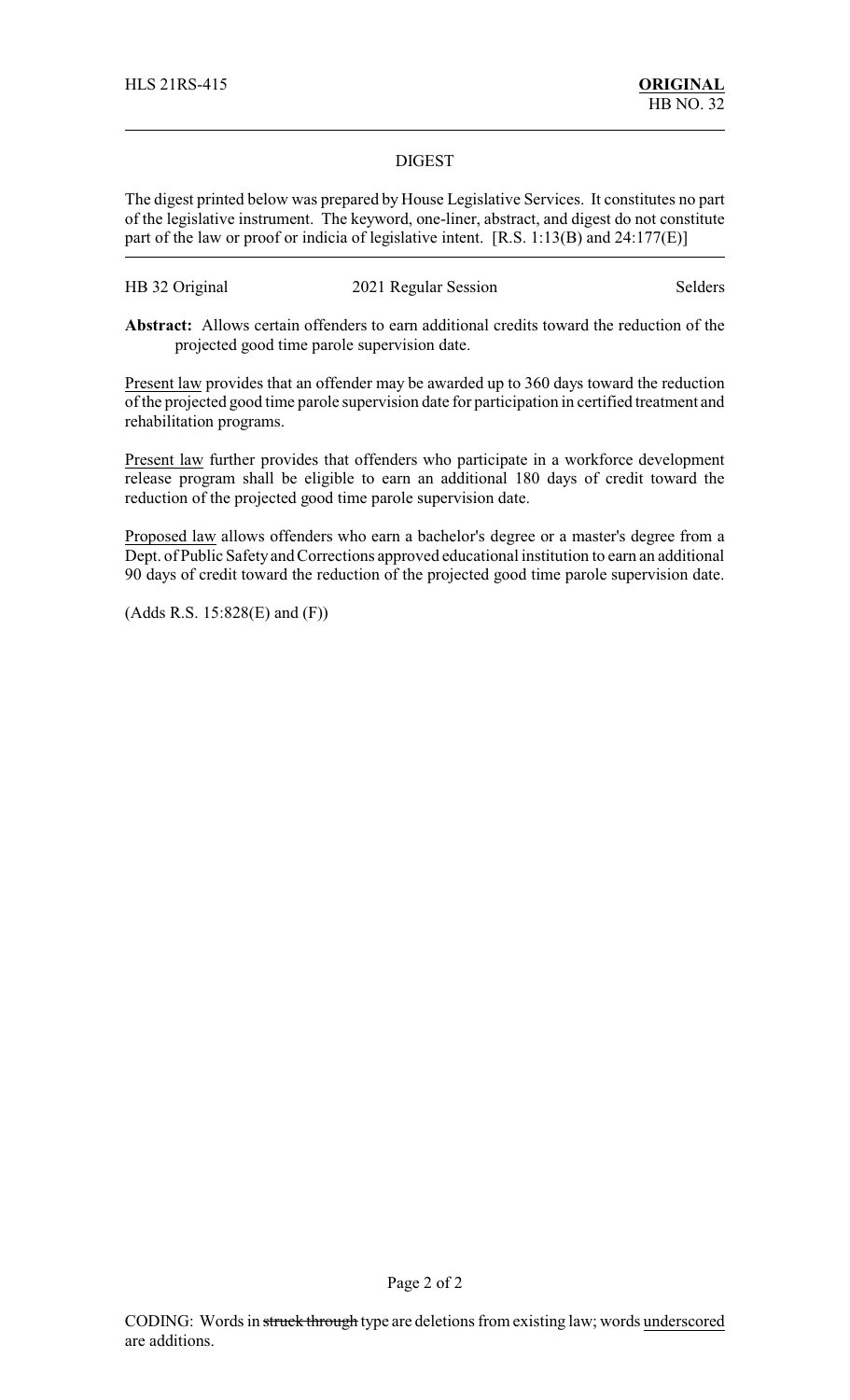HLS 21RS-415 **ORIGINAL**
HB NO. 32

## DIGEST

The digest printed below was prepared by House Legislative Services. It constitutes no part of the legislative instrument. The keyword, one-liner, abstract, and digest do not constitute part of the law or proof or indicia of legislative intent. [R.S. 1:13(B) and 24:177(E)]

HB 32 Original 2021 Regular Session Selders

**Abstract:** Allows certain offenders to earn additional credits toward the reduction of the projected good time parole supervision date.

Present law provides that an offender may be awarded up to 360 days toward the reduction of the projected good time parole supervision date for participation in certified treatment and rehabilitation programs.

Present law further provides that offenders who participate in a workforce development release program shall be eligible to earn an additional 180 days of credit toward the reduction of the projected good time parole supervision date.

Proposed law allows offenders who earn a bachelor's degree or a master's degree from a Dept. of Public Safety and Corrections approved educational institution to earn an additional 90 days of credit toward the reduction of the projected good time parole supervision date.

(Adds R.S. 15:828(E) and (F))

CODING: Words in struck through type are deletions from existing law; words underscored are additions.